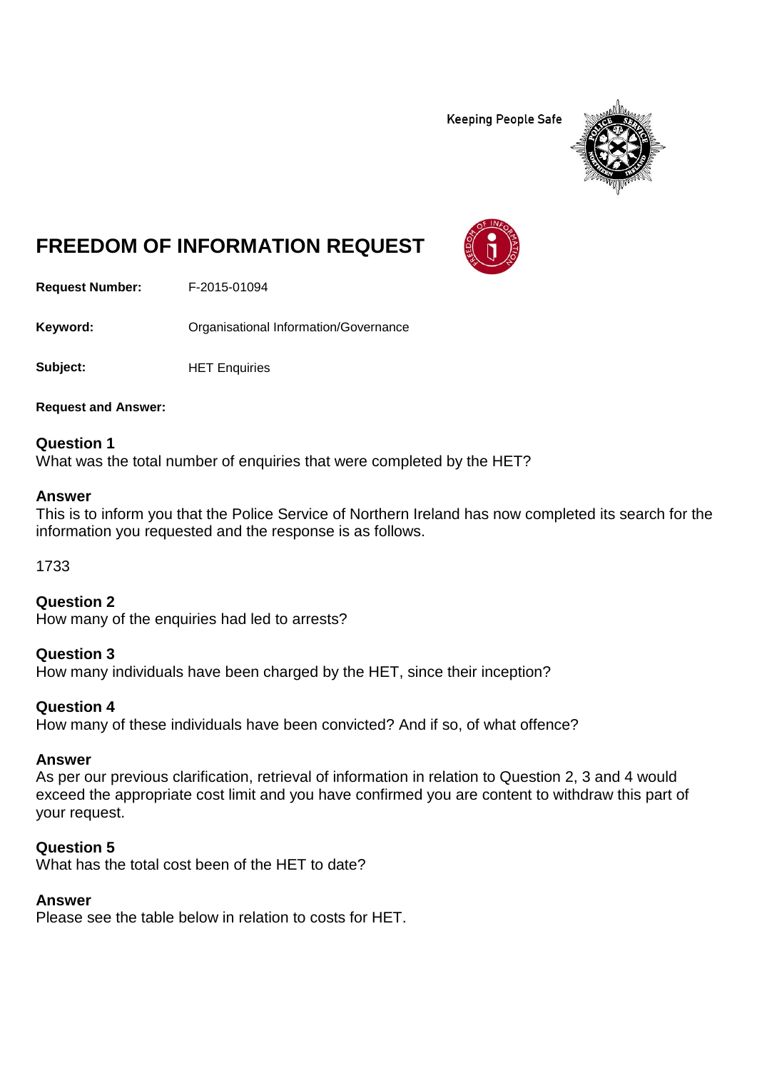Keeping People Safe

# FREEDOM OF INFORMATION REQUEST

**Request Number:** F-2015-01094

**Keyword:** Organisational Information/Governance

**Subject:** HET Enquiries

**Request and Answer:**

**Question 1**
What was the total number of enquiries that were completed by the HET?

**Answer**
This is to inform you that the Police Service of Northern Ireland has now completed its search for the information you requested and the response is as follows.

1733

**Question 2**
How many of the enquiries had led to arrests?

**Question 3**
How many individuals have been charged by the HET, since their inception?

**Question 4**
How many of these individuals have been convicted? And if so, of what offence?

**Answer**
As per our previous clarification, retrieval of information in relation to Question 2, 3 and 4 would exceed the appropriate cost limit and you have confirmed you are content to withdraw this part of your request.

**Question 5**
What has the total cost been of the HET to date?

**Answer**
Please see the table below in relation to costs for HET.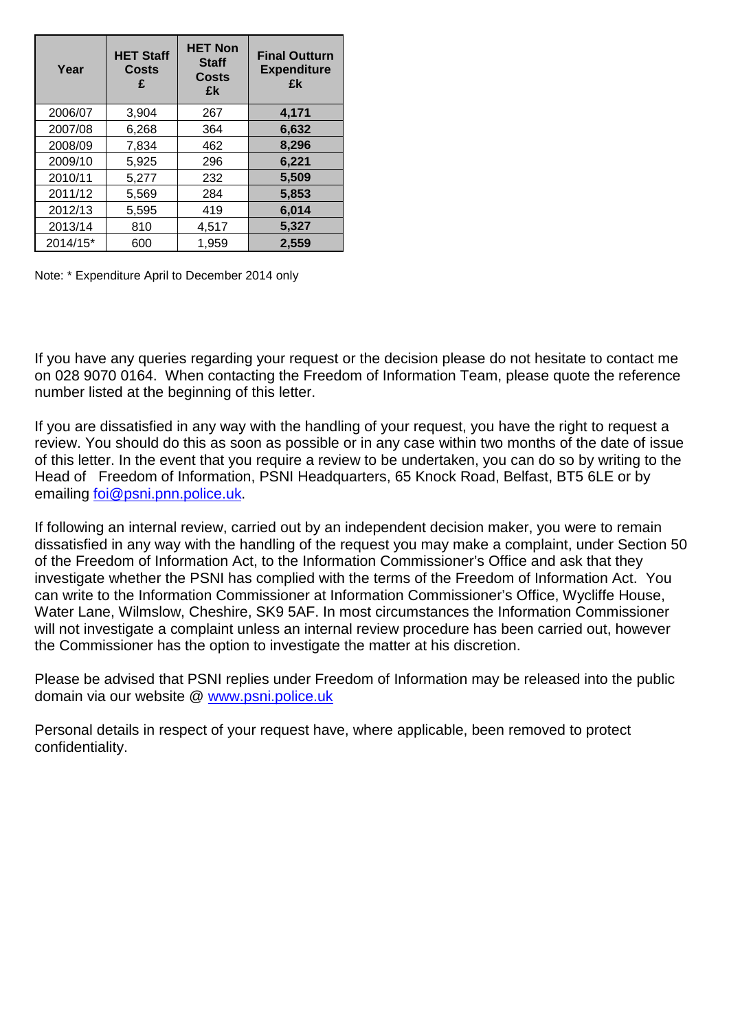| Year | HET Staff Costs £ | HET Non Staff Costs £k | Final Outturn Expenditure £k |
|---|---|---|---|
| 2006/07 | 3,904 | 267 | **4,171** |
| 2007/08 | 6,268 | 364 | **6,632** |
| 2008/09 | 7,834 | 462 | **8,296** |
| 2009/10 | 5,925 | 296 | **6,221** |
| 2010/11 | 5,277 | 232 | **5,509** |
| 2011/12 | 5,569 | 284 | **5,853** |
| 2012/13 | 5,595 | 419 | **6,014** |
| 2013/14 | 810 | 4,517 | **5,327** |
| 2014/15* | 600 | 1,959 | **2,559** |

Note: * Expenditure April to December 2014 only

If you have any queries regarding your request or the decision please do not hesitate to contact me on 028 9070 0164. When contacting the Freedom of Information Team, please quote the reference number listed at the beginning of this letter.

If you are dissatisfied in any way with the handling of your request, you have the right to request a review. You should do this as soon as possible or in any case within two months of the date of issue of this letter. In the event that you require a review to be undertaken, you can do so by writing to the Head of Freedom of Information, PSNI Headquarters, 65 Knock Road, Belfast, BT5 6LE or by emailing foi@psni.pnn.police.uk.

If following an internal review, carried out by an independent decision maker, you were to remain dissatisfied in any way with the handling of the request you may make a complaint, under Section 50 of the Freedom of Information Act, to the Information Commissioner's Office and ask that they investigate whether the PSNI has complied with the terms of the Freedom of Information Act. You can write to the Information Commissioner at Information Commissioner's Office, Wycliffe House, Water Lane, Wilmslow, Cheshire, SK9 5AF. In most circumstances the Information Commissioner will not investigate a complaint unless an internal review procedure has been carried out, however the Commissioner has the option to investigate the matter at his discretion.

Please be advised that PSNI replies under Freedom of Information may be released into the public domain via our website @ www.psni.police.uk

Personal details in respect of your request have, where applicable, been removed to protect confidentiality.